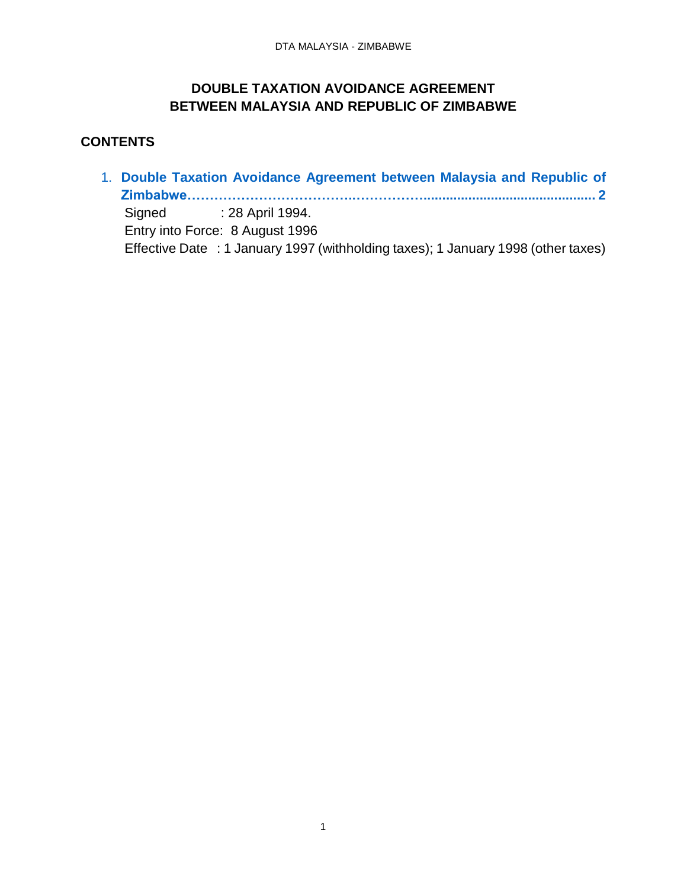# DOUBLE TAXATION AVOIDANCE AGREEMENT BETWEEN MALAYSIA AND REPUBLIC OF ZIMBABWE

## CONTENTS

1. **Double Taxation Avoidance Agreement between Malaysia and Republic of Zimbabwe……………………………..…………….............................................. 2**

   Signed : 28 April 1994.

   Entry into Force: 8 August 1996

   Effective Date : 1 January 1997 (withholding taxes); 1 January 1998 (other taxes)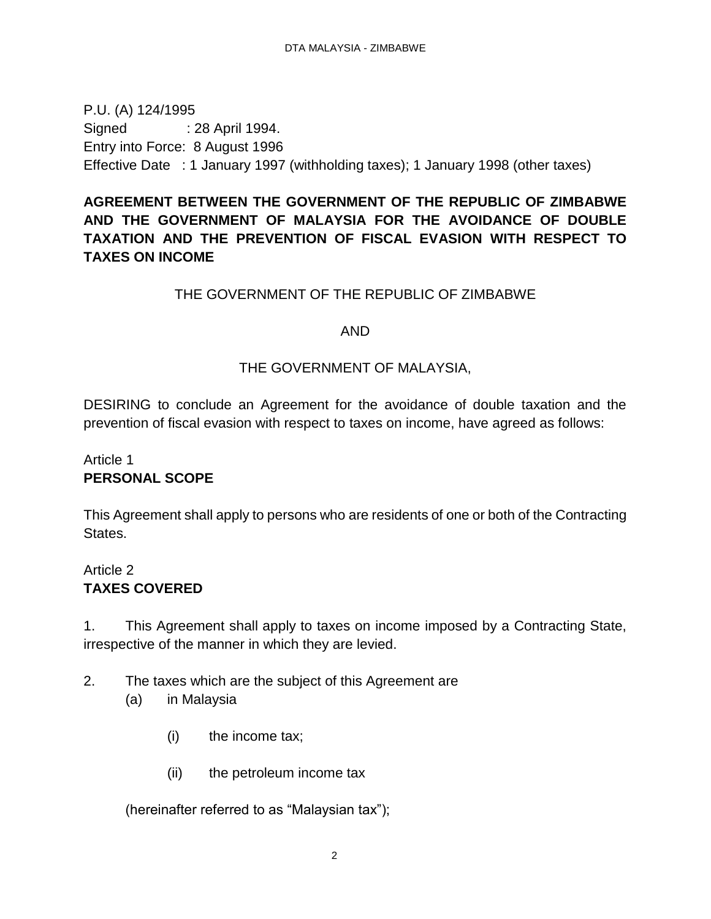P.U. (A) 124/1995
Signed : 28 April 1994.
Entry into Force: 8 August 1996
Effective Date : 1 January 1997 (withholding taxes); 1 January 1998 (other taxes)

**AGREEMENT BETWEEN THE GOVERNMENT OF THE REPUBLIC OF ZIMBABWE AND THE GOVERNMENT OF MALAYSIA FOR THE AVOIDANCE OF DOUBLE TAXATION AND THE PREVENTION OF FISCAL EVASION WITH RESPECT TO TAXES ON INCOME**

THE GOVERNMENT OF THE REPUBLIC OF ZIMBABWE

AND

THE GOVERNMENT OF MALAYSIA,

DESIRING to conclude an Agreement for the avoidance of double taxation and the prevention of fiscal evasion with respect to taxes on income, have agreed as follows:

Article 1
**PERSONAL SCOPE**

This Agreement shall apply to persons who are residents of one or both of the Contracting States.

Article 2
**TAXES COVERED**

1. This Agreement shall apply to taxes on income imposed by a Contracting State, irrespective of the manner in which they are levied.

2. The taxes which are the subject of this Agreement are
   (a) in Malaysia

      (i) the income tax;

      (ii) the petroleum income tax

   (hereinafter referred to as "Malaysian tax");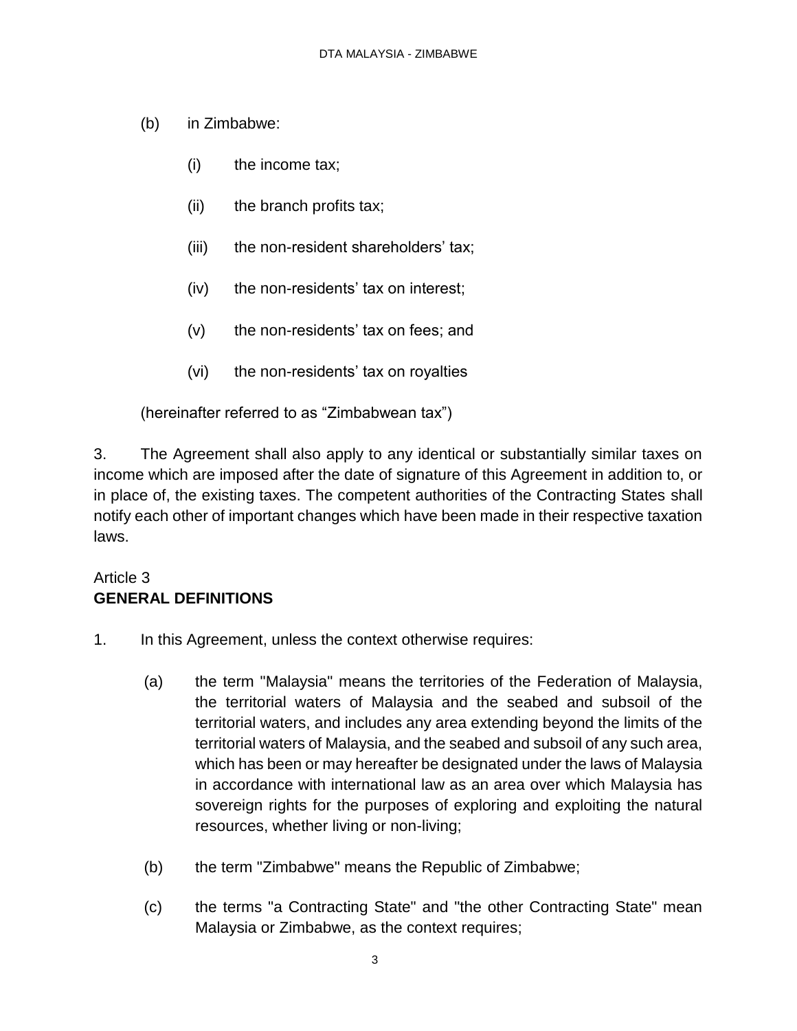(b) in Zimbabwe:

(i) the income tax;

(ii) the branch profits tax;

(iii) the non-resident shareholders' tax;

(iv) the non-residents' tax on interest;

(v) the non-residents' tax on fees; and

(vi) the non-residents' tax on royalties

(hereinafter referred to as "Zimbabwean tax")

3. The Agreement shall also apply to any identical or substantially similar taxes on income which are imposed after the date of signature of this Agreement in addition to, or in place of, the existing taxes. The competent authorities of the Contracting States shall notify each other of important changes which have been made in their respective taxation laws.

Article 3
**GENERAL DEFINITIONS**

1. In this Agreement, unless the context otherwise requires:

(a) the term "Malaysia" means the territories of the Federation of Malaysia, the territorial waters of Malaysia and the seabed and subsoil of the territorial waters, and includes any area extending beyond the limits of the territorial waters of Malaysia, and the seabed and subsoil of any such area, which has been or may hereafter be designated under the laws of Malaysia in accordance with international law as an area over which Malaysia has sovereign rights for the purposes of exploring and exploiting the natural resources, whether living or non-living;

(b) the term "Zimbabwe" means the Republic of Zimbabwe;

(c) the terms "a Contracting State" and "the other Contracting State" mean Malaysia or Zimbabwe, as the context requires;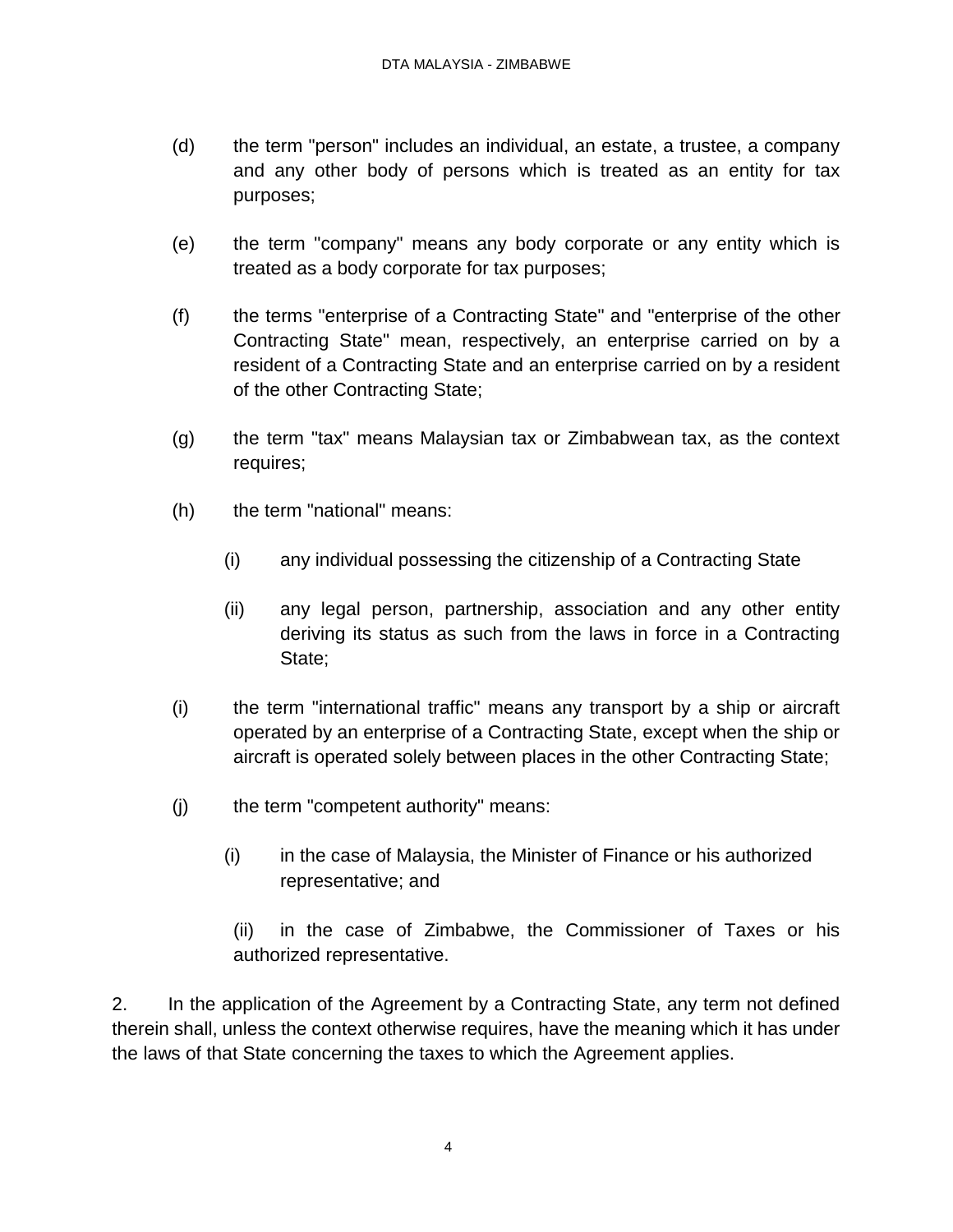(d) the term "person" includes an individual, an estate, a trustee, a company and any other body of persons which is treated as an entity for tax purposes;

(e) the term "company" means any body corporate or any entity which is treated as a body corporate for tax purposes;

(f) the terms "enterprise of a Contracting State" and "enterprise of the other Contracting State" mean, respectively, an enterprise carried on by a resident of a Contracting State and an enterprise carried on by a resident of the other Contracting State;

(g) the term "tax" means Malaysian tax or Zimbabwean tax, as the context requires;

(h) the term "national" means:

   (i) any individual possessing the citizenship of a Contracting State

   (ii) any legal person, partnership, association and any other entity deriving its status as such from the laws in force in a Contracting State;

(i) the term "international traffic" means any transport by a ship or aircraft operated by an enterprise of a Contracting State, except when the ship or aircraft is operated solely between places in the other Contracting State;

(j) the term "competent authority" means:

   (i) in the case of Malaysia, the Minister of Finance or his authorized representative; and

   (ii) in the case of Zimbabwe, the Commissioner of Taxes or his authorized representative.

2. In the application of the Agreement by a Contracting State, any term not defined therein shall, unless the context otherwise requires, have the meaning which it has under the laws of that State concerning the taxes to which the Agreement applies.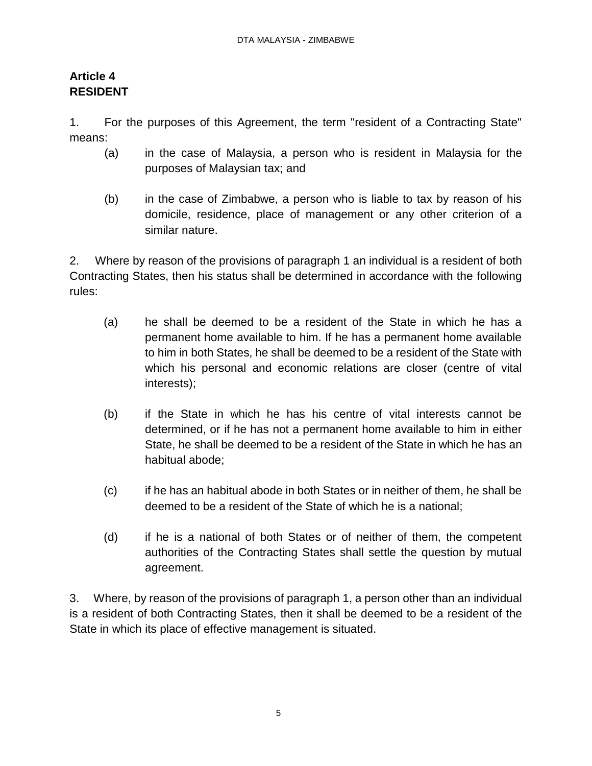## Article 4
## RESIDENT

1. For the purposes of this Agreement, the term "resident of a Contracting State" means:

   (a) in the case of Malaysia, a person who is resident in Malaysia for the purposes of Malaysian tax; and

   (b) in the case of Zimbabwe, a person who is liable to tax by reason of his domicile, residence, place of management or any other criterion of a similar nature.

2. Where by reason of the provisions of paragraph 1 an individual is a resident of both Contracting States, then his status shall be determined in accordance with the following rules:

   (a) he shall be deemed to be a resident of the State in which he has a permanent home available to him. If he has a permanent home available to him in both States, he shall be deemed to be a resident of the State with which his personal and economic relations are closer (centre of vital interests);

   (b) if the State in which he has his centre of vital interests cannot be determined, or if he has not a permanent home available to him in either State, he shall be deemed to be a resident of the State in which he has an habitual abode;

   (c) if he has an habitual abode in both States or in neither of them, he shall be deemed to be a resident of the State of which he is a national;

   (d) if he is a national of both States or of neither of them, the competent authorities of the Contracting States shall settle the question by mutual agreement.

3. Where, by reason of the provisions of paragraph 1, a person other than an individual is a resident of both Contracting States, then it shall be deemed to be a resident of the State in which its place of effective management is situated.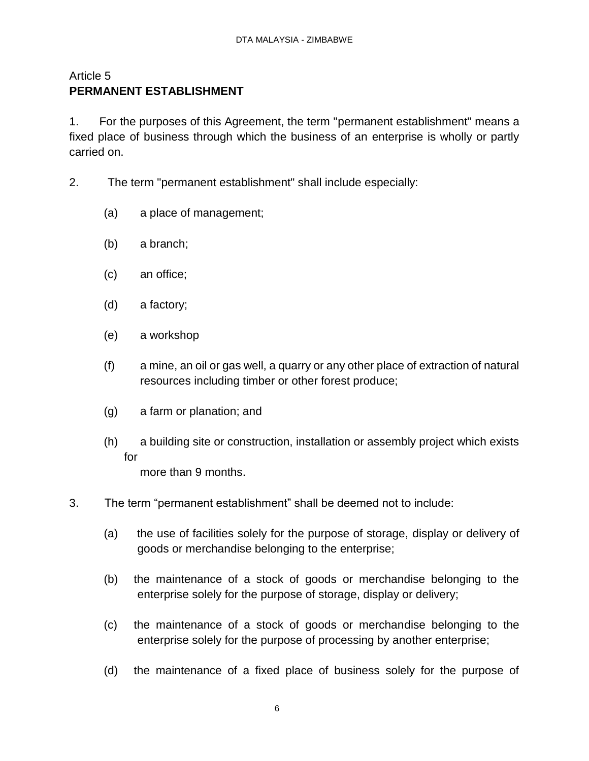Article 5

**PERMANENT ESTABLISHMENT**

1. For the purposes of this Agreement, the term "permanent establishment" means a fixed place of business through which the business of an enterprise is wholly or partly carried on.

2. The term "permanent establishment" shall include especially:

   (a) a place of management;

   (b) a branch;

   (c) an office;

   (d) a factory;

   (e) a workshop

   (f) a mine, an oil or gas well, a quarry or any other place of extraction of natural resources including timber or other forest produce;

   (g) a farm or planation; and

   (h) a building site or construction, installation or assembly project which exists for more than 9 months.

3. The term "permanent establishment" shall be deemed not to include:

   (a) the use of facilities solely for the purpose of storage, display or delivery of goods or merchandise belonging to the enterprise;

   (b) the maintenance of a stock of goods or merchandise belonging to the enterprise solely for the purpose of storage, display or delivery;

   (c) the maintenance of a stock of goods or merchandise belonging to the enterprise solely for the purpose of processing by another enterprise;

   (d) the maintenance of a fixed place of business solely for the purpose of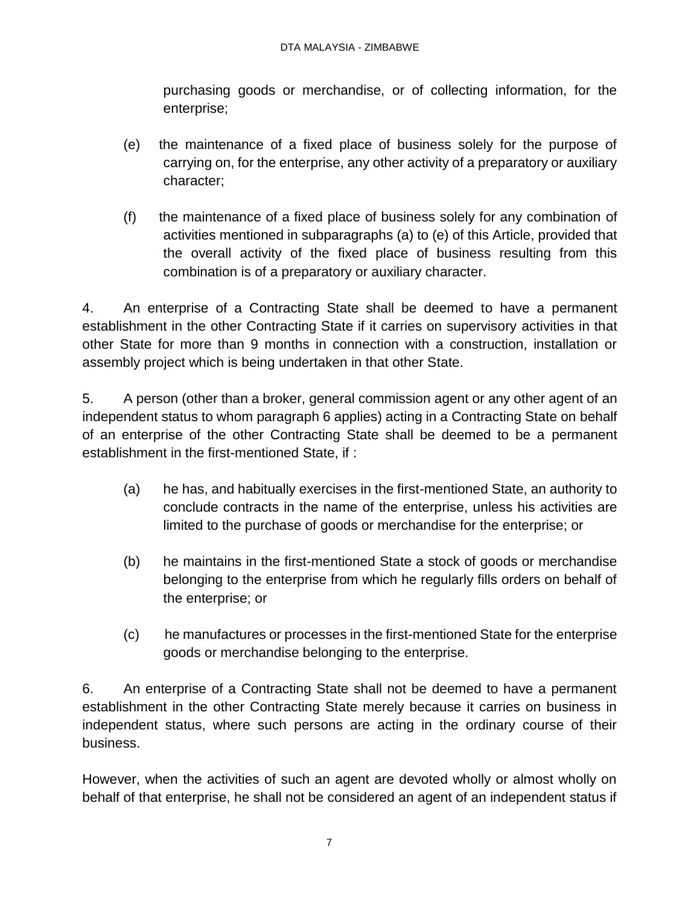purchasing goods or merchandise, or of collecting information, for the enterprise;

(e) the maintenance of a fixed place of business solely for the purpose of carrying on, for the enterprise, any other activity of a preparatory or auxiliary character;

(f) the maintenance of a fixed place of business solely for any combination of activities mentioned in subparagraphs (a) to (e) of this Article, provided that the overall activity of the fixed place of business resulting from this combination is of a preparatory or auxiliary character.

4. An enterprise of a Contracting State shall be deemed to have a permanent establishment in the other Contracting State if it carries on supervisory activities in that other State for more than 9 months in connection with a construction, installation or assembly project which is being undertaken in that other State.

5. A person (other than a broker, general commission agent or any other agent of an independent status to whom paragraph 6 applies) acting in a Contracting State on behalf of an enterprise of the other Contracting State shall be deemed to be a permanent establishment in the first-mentioned State, if :

(a) he has, and habitually exercises in the first-mentioned State, an authority to conclude contracts in the name of the enterprise, unless his activities are limited to the purchase of goods or merchandise for the enterprise; or

(b) he maintains in the first-mentioned State a stock of goods or merchandise belonging to the enterprise from which he regularly fills orders on behalf of the enterprise; or

(c) he manufactures or processes in the first-mentioned State for the enterprise goods or merchandise belonging to the enterprise.

6. An enterprise of a Contracting State shall not be deemed to have a permanent establishment in the other Contracting State merely because it carries on business in independent status, where such persons are acting in the ordinary course of their business.

However, when the activities of such an agent are devoted wholly or almost wholly on behalf of that enterprise, he shall not be considered an agent of an independent status if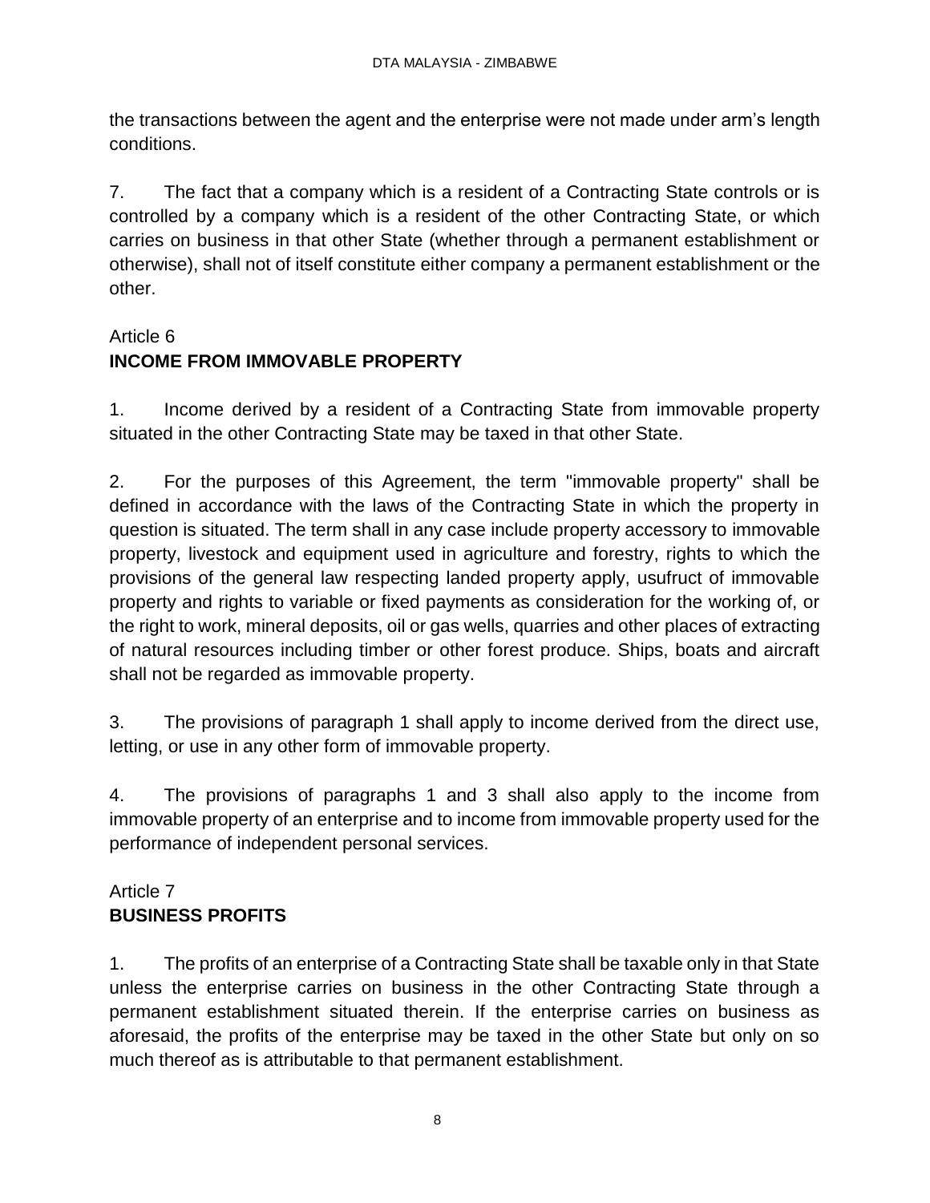the transactions between the agent and the enterprise were not made under arm's length conditions.

7. The fact that a company which is a resident of a Contracting State controls or is controlled by a company which is a resident of the other Contracting State, or which carries on business in that other State (whether through a permanent establishment or otherwise), shall not of itself constitute either company a permanent establishment or the other.

## Article 6
## INCOME FROM IMMOVABLE PROPERTY

1. Income derived by a resident of a Contracting State from immovable property situated in the other Contracting State may be taxed in that other State.

2. For the purposes of this Agreement, the term "immovable property" shall be defined in accordance with the laws of the Contracting State in which the property in question is situated. The term shall in any case include property accessory to immovable property, livestock and equipment used in agriculture and forestry, rights to which the provisions of the general law respecting landed property apply, usufruct of immovable property and rights to variable or fixed payments as consideration for the working of, or the right to work, mineral deposits, oil or gas wells, quarries and other places of extracting of natural resources including timber or other forest produce. Ships, boats and aircraft shall not be regarded as immovable property.

3. The provisions of paragraph 1 shall apply to income derived from the direct use, letting, or use in any other form of immovable property.

4. The provisions of paragraphs 1 and 3 shall also apply to the income from immovable property of an enterprise and to income from immovable property used for the performance of independent personal services.

## Article 7
## BUSINESS PROFITS

1. The profits of an enterprise of a Contracting State shall be taxable only in that State unless the enterprise carries on business in the other Contracting State through a permanent establishment situated therein. If the enterprise carries on business as aforesaid, the profits of the enterprise may be taxed in the other State but only on so much thereof as is attributable to that permanent establishment.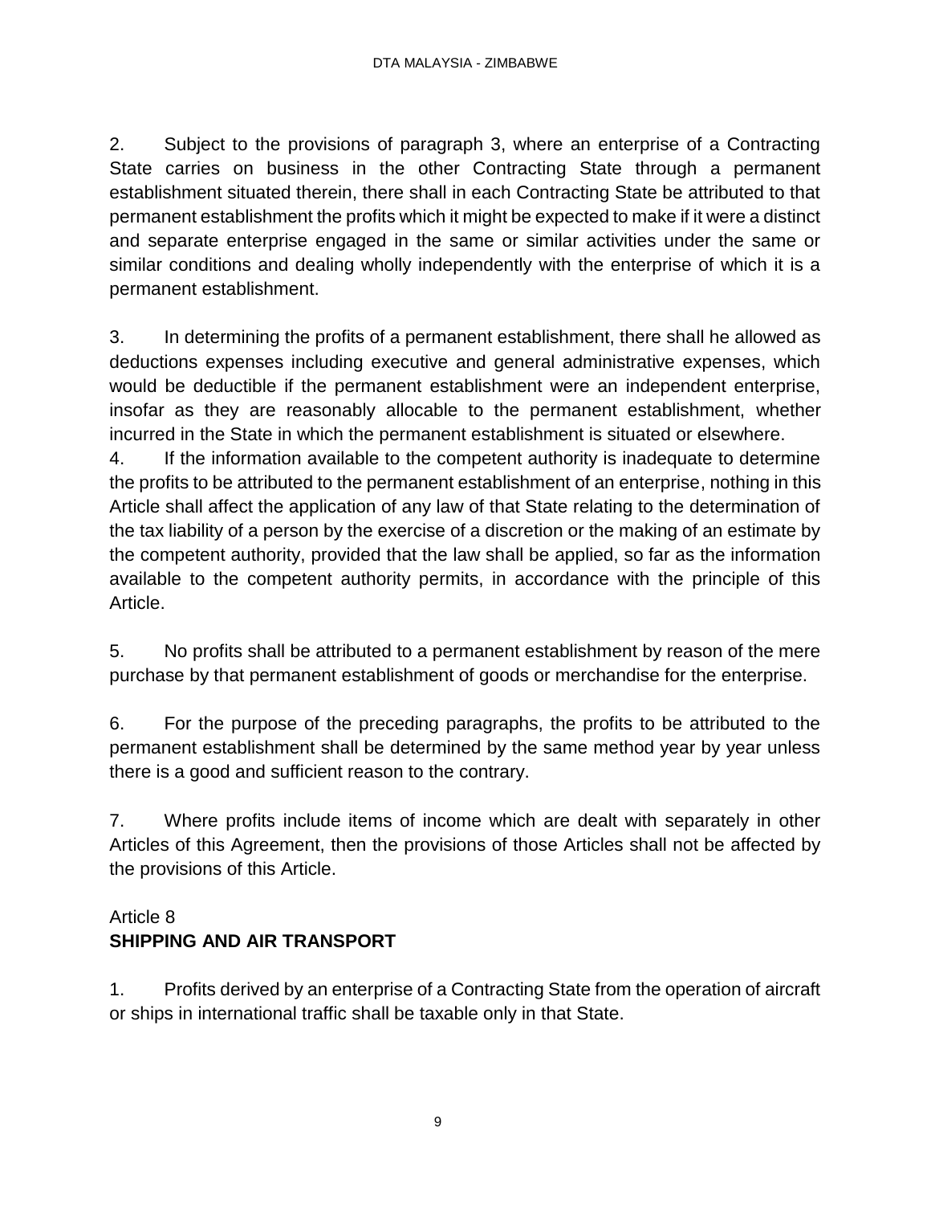2. Subject to the provisions of paragraph 3, where an enterprise of a Contracting State carries on business in the other Contracting State through a permanent establishment situated therein, there shall in each Contracting State be attributed to that permanent establishment the profits which it might be expected to make if it were a distinct and separate enterprise engaged in the same or similar activities under the same or similar conditions and dealing wholly independently with the enterprise of which it is a permanent establishment.

3. In determining the profits of a permanent establishment, there shall he allowed as deductions expenses including executive and general administrative expenses, which would be deductible if the permanent establishment were an independent enterprise, insofar as they are reasonably allocable to the permanent establishment, whether incurred in the State in which the permanent establishment is situated or elsewhere.

4. If the information available to the competent authority is inadequate to determine the profits to be attributed to the permanent establishment of an enterprise, nothing in this Article shall affect the application of any law of that State relating to the determination of the tax liability of a person by the exercise of a discretion or the making of an estimate by the competent authority, provided that the law shall be applied, so far as the information available to the competent authority permits, in accordance with the principle of this Article.

5. No profits shall be attributed to a permanent establishment by reason of the mere purchase by that permanent establishment of goods or merchandise for the enterprise.

6. For the purpose of the preceding paragraphs, the profits to be attributed to the permanent establishment shall be determined by the same method year by year unless there is a good and sufficient reason to the contrary.

7. Where profits include items of income which are dealt with separately in other Articles of this Agreement, then the provisions of those Articles shall not be affected by the provisions of this Article.

## Article 8
## SHIPPING AND AIR TRANSPORT

1. Profits derived by an enterprise of a Contracting State from the operation of aircraft or ships in international traffic shall be taxable only in that State.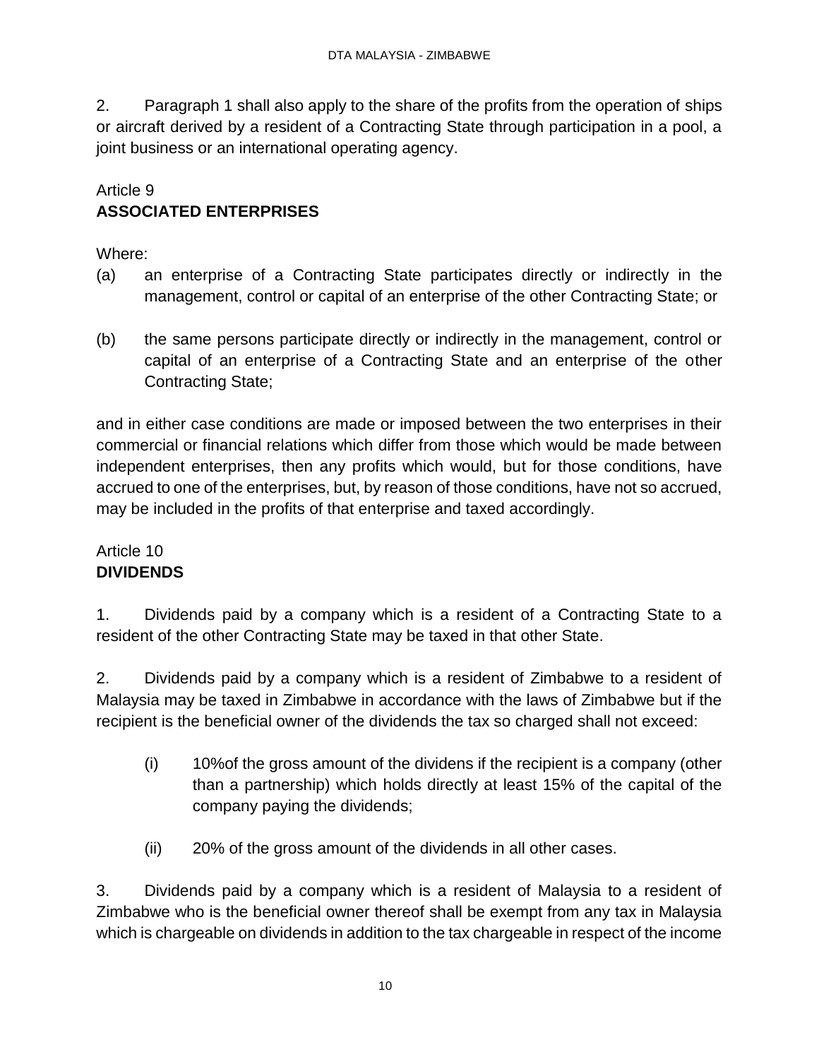2. Paragraph 1 shall also apply to the share of the profits from the operation of ships or aircraft derived by a resident of a Contracting State through participation in a pool, a joint business or an international operating agency.

Article 9
**ASSOCIATED ENTERPRISES**

Where:

(a) an enterprise of a Contracting State participates directly or indirectly in the management, control or capital of an enterprise of the other Contracting State; or

(b) the same persons participate directly or indirectly in the management, control or capital of an enterprise of a Contracting State and an enterprise of the other Contracting State;

and in either case conditions are made or imposed between the two enterprises in their commercial or financial relations which differ from those which would be made between independent enterprises, then any profits which would, but for those conditions, have accrued to one of the enterprises, but, by reason of those conditions, have not so accrued, may be included in the profits of that enterprise and taxed accordingly.

Article 10
**DIVIDENDS**

1. Dividends paid by a company which is a resident of a Contracting State to a resident of the other Contracting State may be taxed in that other State.

2. Dividends paid by a company which is a resident of Zimbabwe to a resident of Malaysia may be taxed in Zimbabwe in accordance with the laws of Zimbabwe but if the recipient is the beneficial owner of the dividends the tax so charged shall not exceed:

(i) 10%of the gross amount of the dividens if the recipient is a company (other than a partnership) which holds directly at least 15% of the capital of the company paying the dividends;

(ii) 20% of the gross amount of the dividends in all other cases.

3. Dividends paid by a company which is a resident of Malaysia to a resident of Zimbabwe who is the beneficial owner thereof shall be exempt from any tax in Malaysia which is chargeable on dividends in addition to the tax chargeable in respect of the income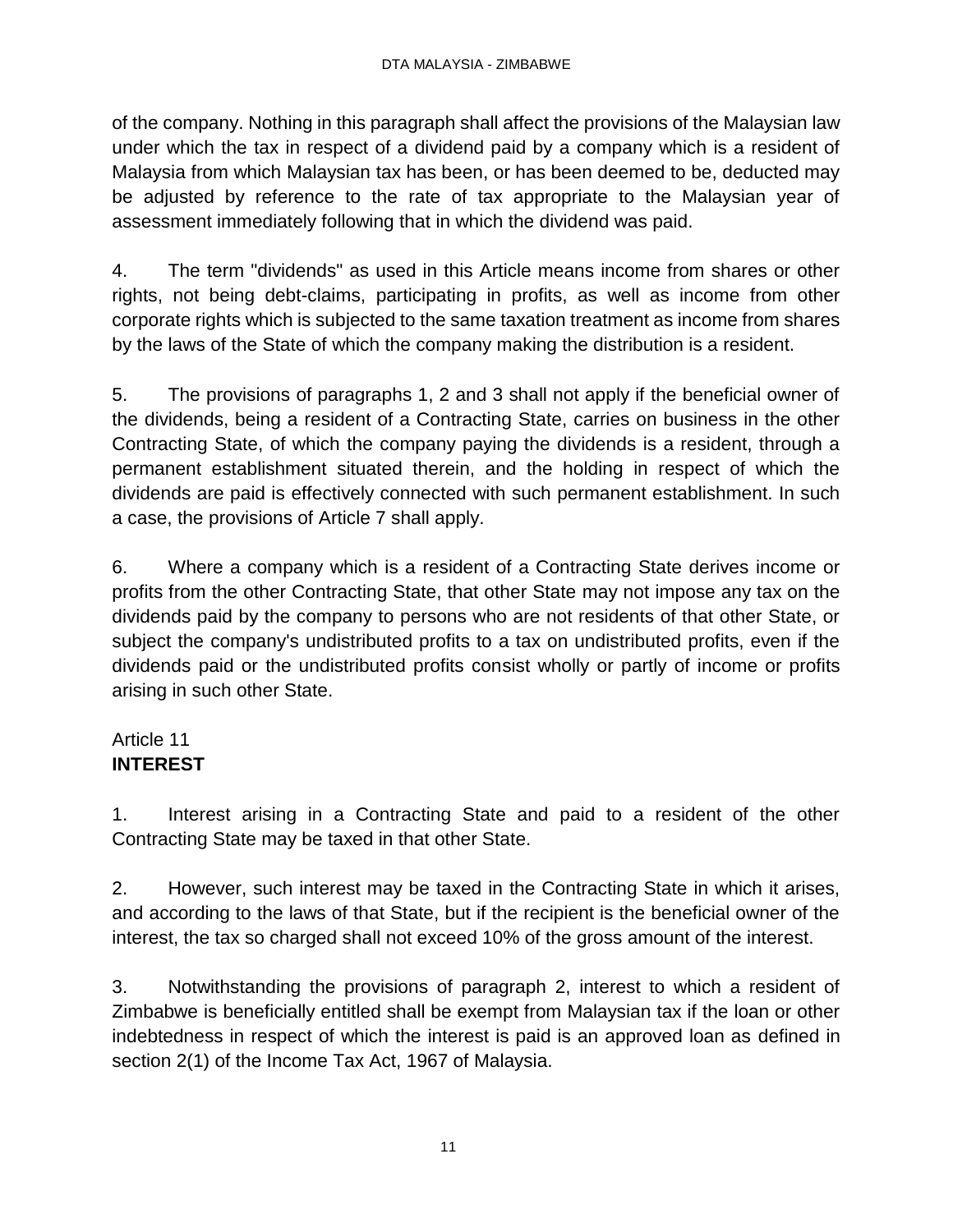of the company. Nothing in this paragraph shall affect the provisions of the Malaysian law under which the tax in respect of a dividend paid by a company which is a resident of Malaysia from which Malaysian tax has been, or has been deemed to be, deducted may be adjusted by reference to the rate of tax appropriate to the Malaysian year of assessment immediately following that in which the dividend was paid.

4. The term "dividends" as used in this Article means income from shares or other rights, not being debt-claims, participating in profits, as well as income from other corporate rights which is subjected to the same taxation treatment as income from shares by the laws of the State of which the company making the distribution is a resident.

5. The provisions of paragraphs 1, 2 and 3 shall not apply if the beneficial owner of the dividends, being a resident of a Contracting State, carries on business in the other Contracting State, of which the company paying the dividends is a resident, through a permanent establishment situated therein, and the holding in respect of which the dividends are paid is effectively connected with such permanent establishment. In such a case, the provisions of Article 7 shall apply.

6. Where a company which is a resident of a Contracting State derives income or profits from the other Contracting State, that other State may not impose any tax on the dividends paid by the company to persons who are not residents of that other State, or subject the company's undistributed profits to a tax on undistributed profits, even if the dividends paid or the undistributed profits consist wholly or partly of income or profits arising in such other State.

## Article 11
## **INTEREST**

1. Interest arising in a Contracting State and paid to a resident of the other Contracting State may be taxed in that other State.

2. However, such interest may be taxed in the Contracting State in which it arises, and according to the laws of that State, but if the recipient is the beneficial owner of the interest, the tax so charged shall not exceed 10% of the gross amount of the interest.

3. Notwithstanding the provisions of paragraph 2, interest to which a resident of Zimbabwe is beneficially entitled shall be exempt from Malaysian tax if the loan or other indebtedness in respect of which the interest is paid is an approved loan as defined in section 2(1) of the Income Tax Act, 1967 of Malaysia.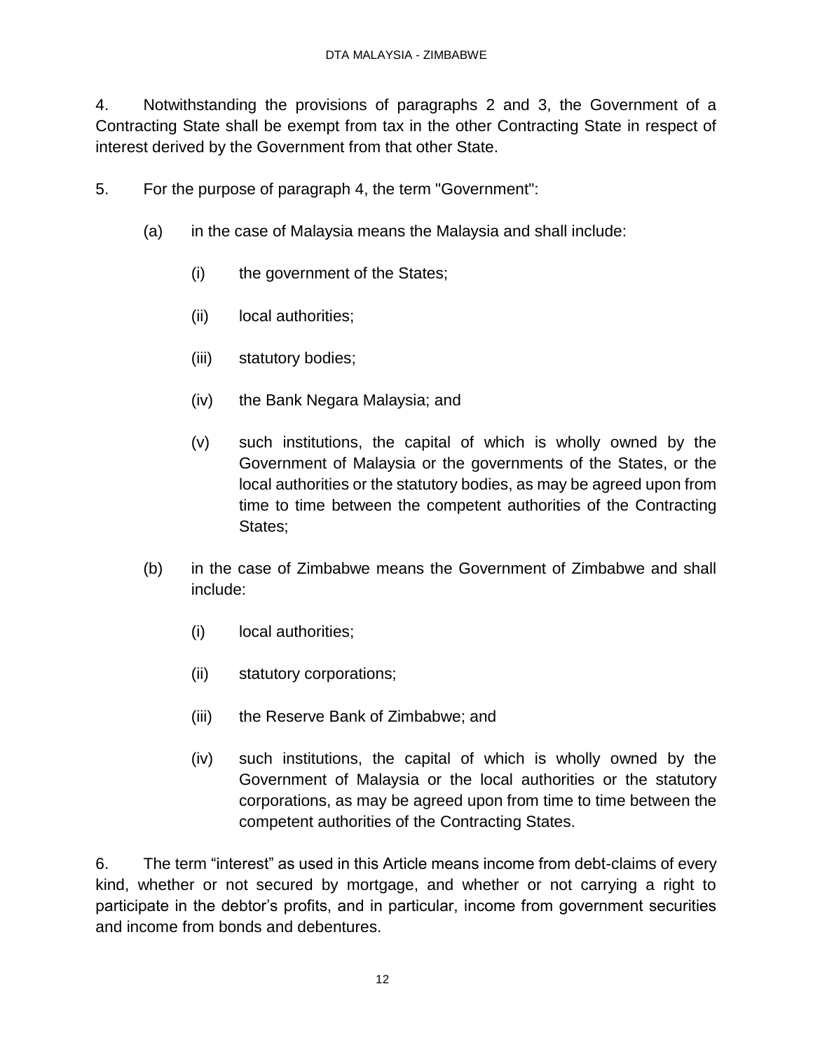4. Notwithstanding the provisions of paragraphs 2 and 3, the Government of a Contracting State shall be exempt from tax in the other Contracting State in respect of interest derived by the Government from that other State.

5. For the purpose of paragraph 4, the term "Government":

   (a) in the case of Malaysia means the Malaysia and shall include:

      (i) the government of the States;

      (ii) local authorities;

      (iii) statutory bodies;

      (iv) the Bank Negara Malaysia; and

      (v) such institutions, the capital of which is wholly owned by the Government of Malaysia or the governments of the States, or the local authorities or the statutory bodies, as may be agreed upon from time to time between the competent authorities of the Contracting States;

   (b) in the case of Zimbabwe means the Government of Zimbabwe and shall include:

      (i) local authorities;

      (ii) statutory corporations;

      (iii) the Reserve Bank of Zimbabwe; and

      (iv) such institutions, the capital of which is wholly owned by the Government of Malaysia or the local authorities or the statutory corporations, as may be agreed upon from time to time between the competent authorities of the Contracting States.

6. The term "interest" as used in this Article means income from debt-claims of every kind, whether or not secured by mortgage, and whether or not carrying a right to participate in the debtor's profits, and in particular, income from government securities and income from bonds and debentures.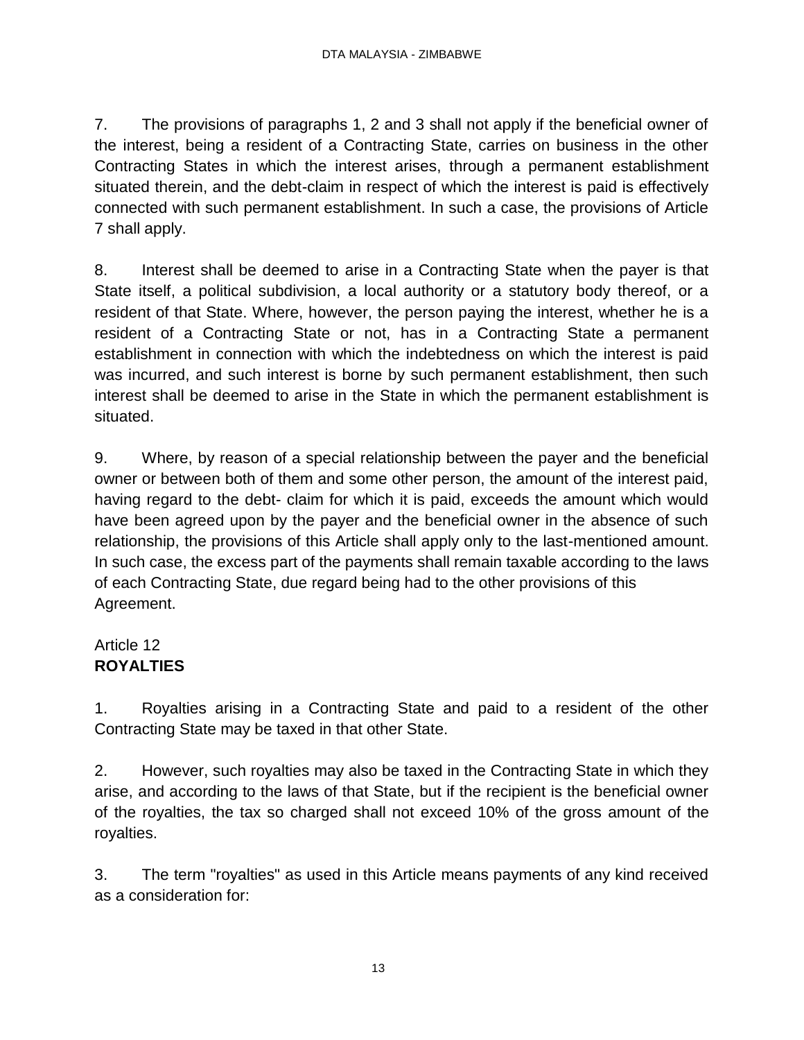7. The provisions of paragraphs 1, 2 and 3 shall not apply if the beneficial owner of the interest, being a resident of a Contracting State, carries on business in the other Contracting States in which the interest arises, through a permanent establishment situated therein, and the debt-claim in respect of which the interest is paid is effectively connected with such permanent establishment. In such a case, the provisions of Article 7 shall apply.

8. Interest shall be deemed to arise in a Contracting State when the payer is that State itself, a political subdivision, a local authority or a statutory body thereof, or a resident of that State. Where, however, the person paying the interest, whether he is a resident of a Contracting State or not, has in a Contracting State a permanent establishment in connection with which the indebtedness on which the interest is paid was incurred, and such interest is borne by such permanent establishment, then such interest shall be deemed to arise in the State in which the permanent establishment is situated.

9. Where, by reason of a special relationship between the payer and the beneficial owner or between both of them and some other person, the amount of the interest paid, having regard to the debt- claim for which it is paid, exceeds the amount which would have been agreed upon by the payer and the beneficial owner in the absence of such relationship, the provisions of this Article shall apply only to the last-mentioned amount. In such case, the excess part of the payments shall remain taxable according to the laws of each Contracting State, due regard being had to the other provisions of this Agreement.

## Article 12
**ROYALTIES**

1. Royalties arising in a Contracting State and paid to a resident of the other Contracting State may be taxed in that other State.

2. However, such royalties may also be taxed in the Contracting State in which they arise, and according to the laws of that State, but if the recipient is the beneficial owner of the royalties, the tax so charged shall not exceed 10% of the gross amount of the royalties.

3. The term "royalties" as used in this Article means payments of any kind received as a consideration for: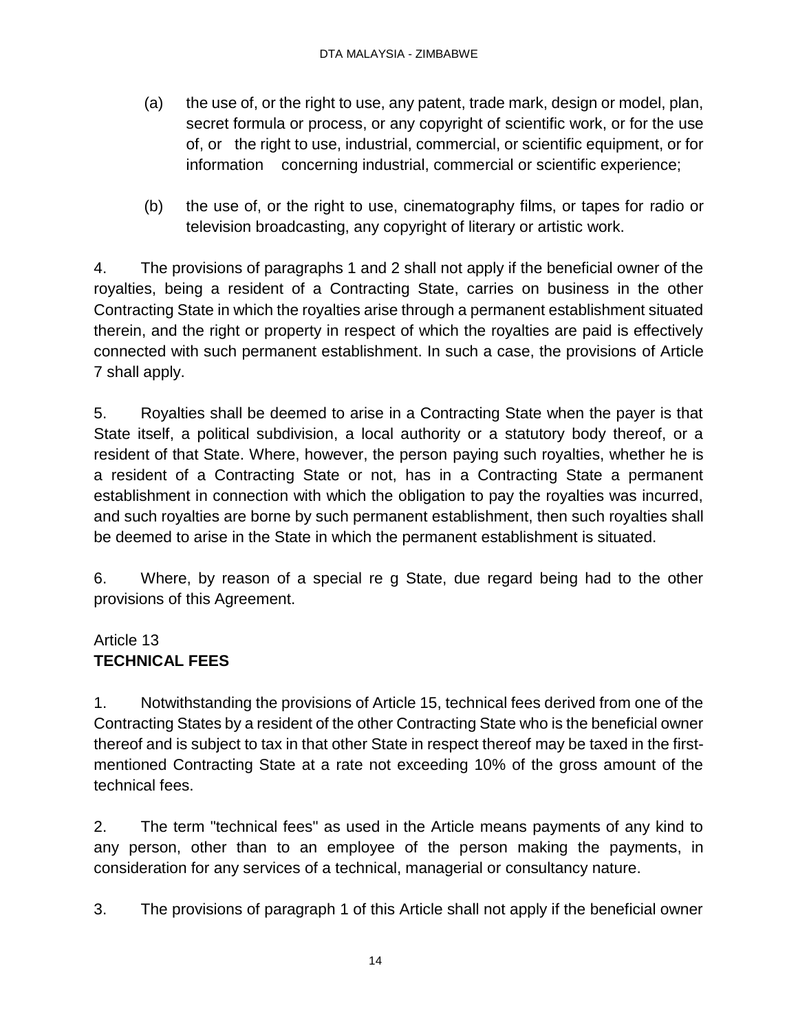(a) the use of, or the right to use, any patent, trade mark, design or model, plan, secret formula or process, or any copyright of scientific work, or for the use of, or the right to use, industrial, commercial, or scientific equipment, or for information concerning industrial, commercial or scientific experience;

(b) the use of, or the right to use, cinematography films, or tapes for radio or television broadcasting, any copyright of literary or artistic work.

4. The provisions of paragraphs 1 and 2 shall not apply if the beneficial owner of the royalties, being a resident of a Contracting State, carries on business in the other Contracting State in which the royalties arise through a permanent establishment situated therein, and the right or property in respect of which the royalties are paid is effectively connected with such permanent establishment. In such a case, the provisions of Article 7 shall apply.

5. Royalties shall be deemed to arise in a Contracting State when the payer is that State itself, a political subdivision, a local authority or a statutory body thereof, or a resident of that State. Where, however, the person paying such royalties, whether he is a resident of a Contracting State or not, has in a Contracting State a permanent establishment in connection with which the obligation to pay the royalties was incurred, and such royalties are borne by such permanent establishment, then such royalties shall be deemed to arise in the State in which the permanent establishment is situated.

6. Where, by reason of a special re g State, due regard being had to the other provisions of this Agreement.

## Article 13
## **TECHNICAL FEES**

1. Notwithstanding the provisions of Article 15, technical fees derived from one of the Contracting States by a resident of the other Contracting State who is the beneficial owner thereof and is subject to tax in that other State in respect thereof may be taxed in the first-mentioned Contracting State at a rate not exceeding 10% of the gross amount of the technical fees.

2. The term "technical fees" as used in the Article means payments of any kind to any person, other than to an employee of the person making the payments, in consideration for any services of a technical, managerial or consultancy nature.

3. The provisions of paragraph 1 of this Article shall not apply if the beneficial owner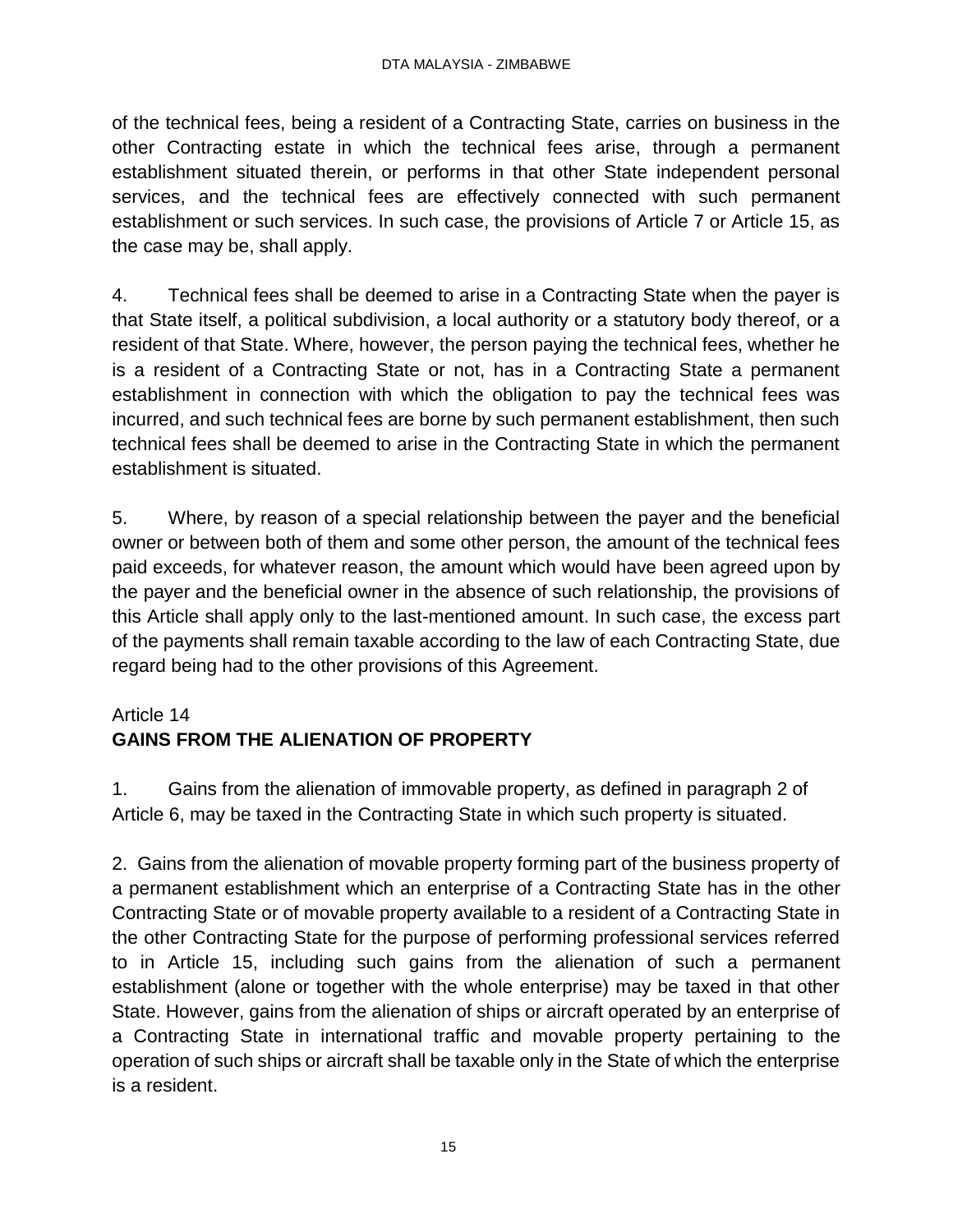of the technical fees, being a resident of a Contracting State, carries on business in the other Contracting estate in which the technical fees arise, through a permanent establishment situated therein, or performs in that other State independent personal services, and the technical fees are effectively connected with such permanent establishment or such services. In such case, the provisions of Article 7 or Article 15, as the case may be, shall apply.

4. Technical fees shall be deemed to arise in a Contracting State when the payer is that State itself, a political subdivision, a local authority or a statutory body thereof, or a resident of that State. Where, however, the person paying the technical fees, whether he is a resident of a Contracting State or not, has in a Contracting State a permanent establishment in connection with which the obligation to pay the technical fees was incurred, and such technical fees are borne by such permanent establishment, then such technical fees shall be deemed to arise in the Contracting State in which the permanent establishment is situated.

5. Where, by reason of a special relationship between the payer and the beneficial owner or between both of them and some other person, the amount of the technical fees paid exceeds, for whatever reason, the amount which would have been agreed upon by the payer and the beneficial owner in the absence of such relationship, the provisions of this Article shall apply only to the last-mentioned amount. In such case, the excess part of the payments shall remain taxable according to the law of each Contracting State, due regard being had to the other provisions of this Agreement.

## Article 14
## GAINS FROM THE ALIENATION OF PROPERTY

1. Gains from the alienation of immovable property, as defined in paragraph 2 of Article 6, may be taxed in the Contracting State in which such property is situated.

2. Gains from the alienation of movable property forming part of the business property of a permanent establishment which an enterprise of a Contracting State has in the other Contracting State or of movable property available to a resident of a Contracting State in the other Contracting State for the purpose of performing professional services referred to in Article 15, including such gains from the alienation of such a permanent establishment (alone or together with the whole enterprise) may be taxed in that other State. However, gains from the alienation of ships or aircraft operated by an enterprise of a Contracting State in international traffic and movable property pertaining to the operation of such ships or aircraft shall be taxable only in the State of which the enterprise is a resident.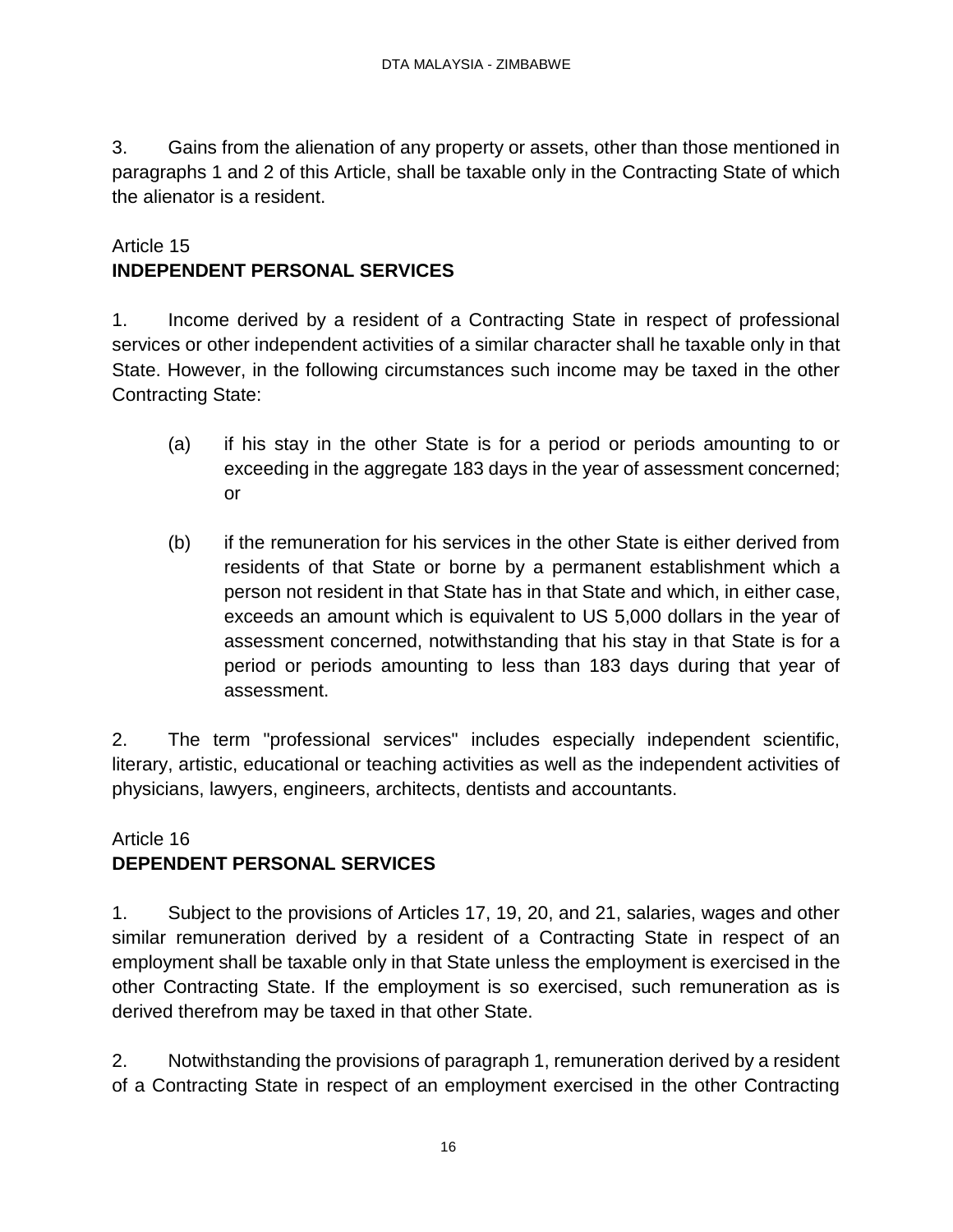3. Gains from the alienation of any property or assets, other than those mentioned in paragraphs 1 and 2 of this Article, shall be taxable only in the Contracting State of which the alienator is a resident.

## Article 15
## **INDEPENDENT PERSONAL SERVICES**

1. Income derived by a resident of a Contracting State in respect of professional services or other independent activities of a similar character shall he taxable only in that State. However, in the following circumstances such income may be taxed in the other Contracting State:

   (a) if his stay in the other State is for a period or periods amounting to or exceeding in the aggregate 183 days in the year of assessment concerned; or

   (b) if the remuneration for his services in the other State is either derived from residents of that State or borne by a permanent establishment which a person not resident in that State has in that State and which, in either case, exceeds an amount which is equivalent to US 5,000 dollars in the year of assessment concerned, notwithstanding that his stay in that State is for a period or periods amounting to less than 183 days during that year of assessment.

2. The term "professional services" includes especially independent scientific, literary, artistic, educational or teaching activities as well as the independent activities of physicians, lawyers, engineers, architects, dentists and accountants.

## Article 16
## **DEPENDENT PERSONAL SERVICES**

1. Subject to the provisions of Articles 17, 19, 20, and 21, salaries, wages and other similar remuneration derived by a resident of a Contracting State in respect of an employment shall be taxable only in that State unless the employment is exercised in the other Contracting State. If the employment is so exercised, such remuneration as is derived therefrom may be taxed in that other State.

2. Notwithstanding the provisions of paragraph 1, remuneration derived by a resident of a Contracting State in respect of an employment exercised in the other Contracting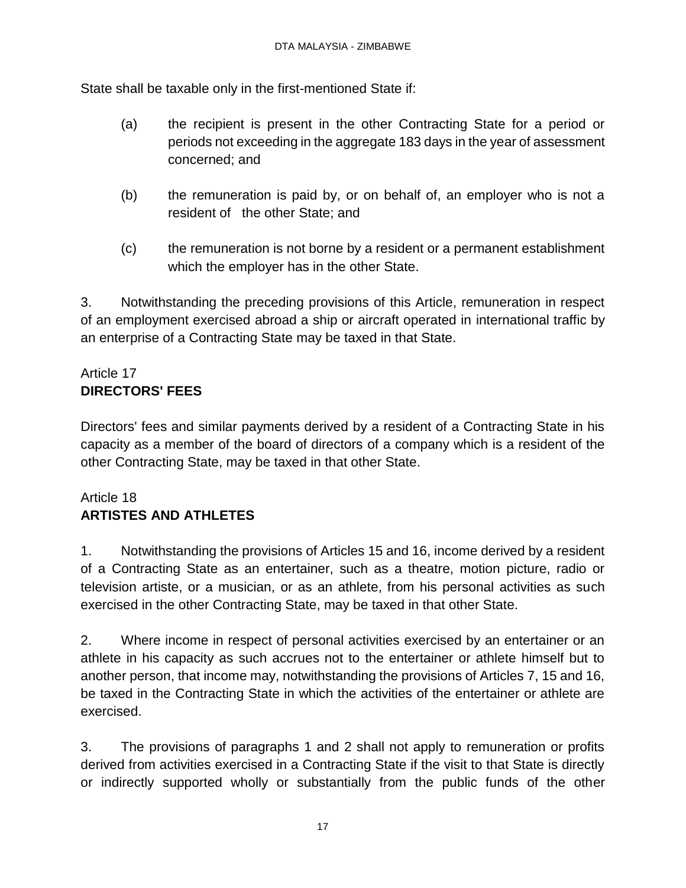State shall be taxable only in the first-mentioned State if:

(a) the recipient is present in the other Contracting State for a period or periods not exceeding in the aggregate 183 days in the year of assessment concerned; and

(b) the remuneration is paid by, or on behalf of, an employer who is not a resident of the other State; and

(c) the remuneration is not borne by a resident or a permanent establishment which the employer has in the other State.

3. Notwithstanding the preceding provisions of this Article, remuneration in respect of an employment exercised abroad a ship or aircraft operated in international traffic by an enterprise of a Contracting State may be taxed in that State.

## Article 17
**DIRECTORS' FEES**

Directors' fees and similar payments derived by a resident of a Contracting State in his capacity as a member of the board of directors of a company which is a resident of the other Contracting State, may be taxed in that other State.

## Article 18
**ARTISTES AND ATHLETES**

1. Notwithstanding the provisions of Articles 15 and 16, income derived by a resident of a Contracting State as an entertainer, such as a theatre, motion picture, radio or television artiste, or a musician, or as an athlete, from his personal activities as such exercised in the other Contracting State, may be taxed in that other State.

2. Where income in respect of personal activities exercised by an entertainer or an athlete in his capacity as such accrues not to the entertainer or athlete himself but to another person, that income may, notwithstanding the provisions of Articles 7, 15 and 16, be taxed in the Contracting State in which the activities of the entertainer or athlete are exercised.

3. The provisions of paragraphs 1 and 2 shall not apply to remuneration or profits derived from activities exercised in a Contracting State if the visit to that State is directly or indirectly supported wholly or substantially from the public funds of the other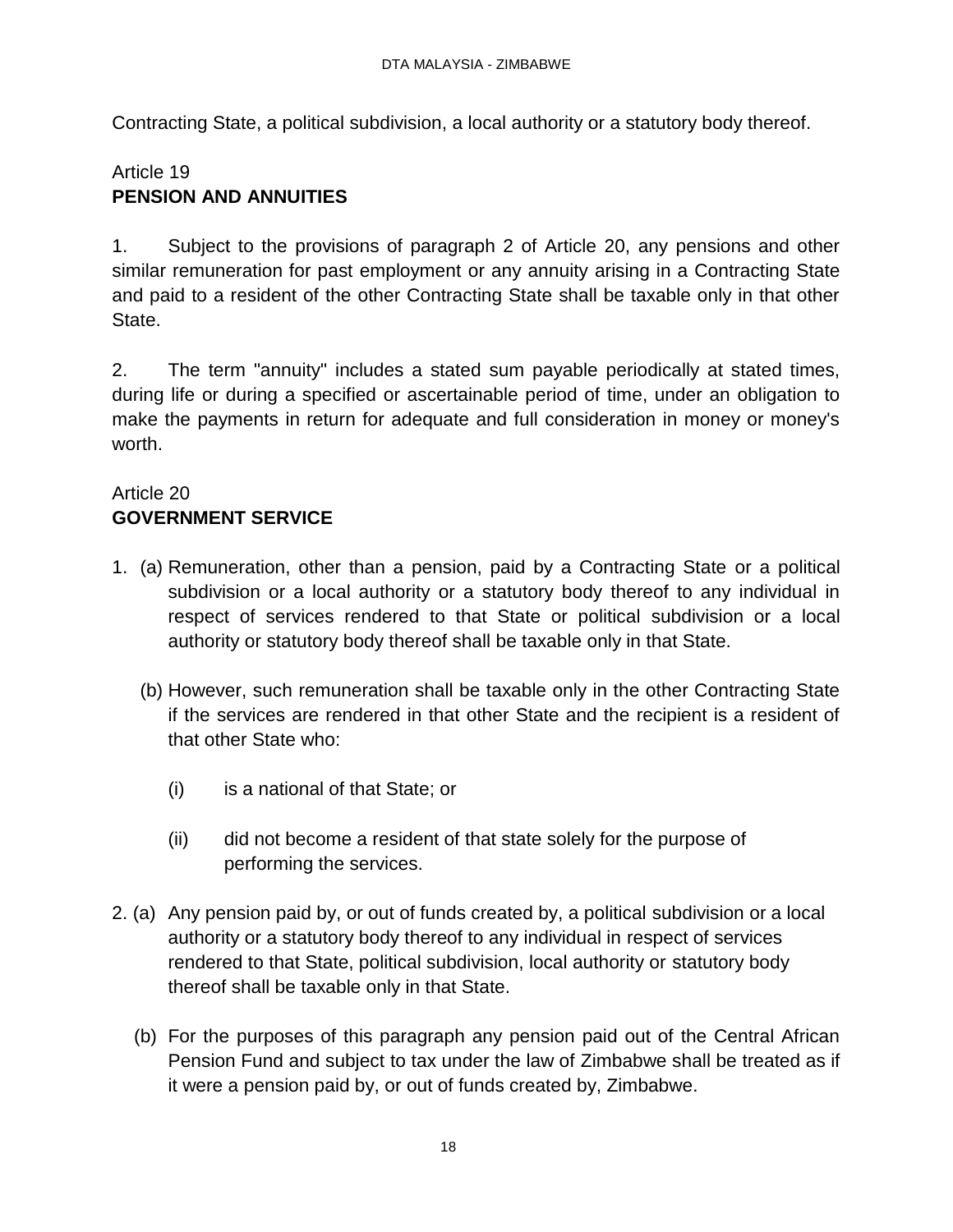Contracting State, a political subdivision, a local authority or a statutory body thereof.

Article 19
**PENSION AND ANNUITIES**

1. Subject to the provisions of paragraph 2 of Article 20, any pensions and other similar remuneration for past employment or any annuity arising in a Contracting State and paid to a resident of the other Contracting State shall be taxable only in that other State.

2. The term "annuity" includes a stated sum payable periodically at stated times, during life or during a specified or ascertainable period of time, under an obligation to make the payments in return for adequate and full consideration in money or money's worth.

Article 20
**GOVERNMENT SERVICE**

1. (a) Remuneration, other than a pension, paid by a Contracting State or a political subdivision or a local authority or a statutory body thereof to any individual in respect of services rendered to that State or political subdivision or a local authority or statutory body thereof shall be taxable only in that State.

   (b) However, such remuneration shall be taxable only in the other Contracting State if the services are rendered in that other State and the recipient is a resident of that other State who:

      (i) is a national of that State; or

      (ii) did not become a resident of that state solely for the purpose of performing the services.

2. (a) Any pension paid by, or out of funds created by, a political subdivision or a local authority or a statutory body thereof to any individual in respect of services rendered to that State, political subdivision, local authority or statutory body thereof shall be taxable only in that State.

   (b) For the purposes of this paragraph any pension paid out of the Central African Pension Fund and subject to tax under the law of Zimbabwe shall be treated as if it were a pension paid by, or out of funds created by, Zimbabwe.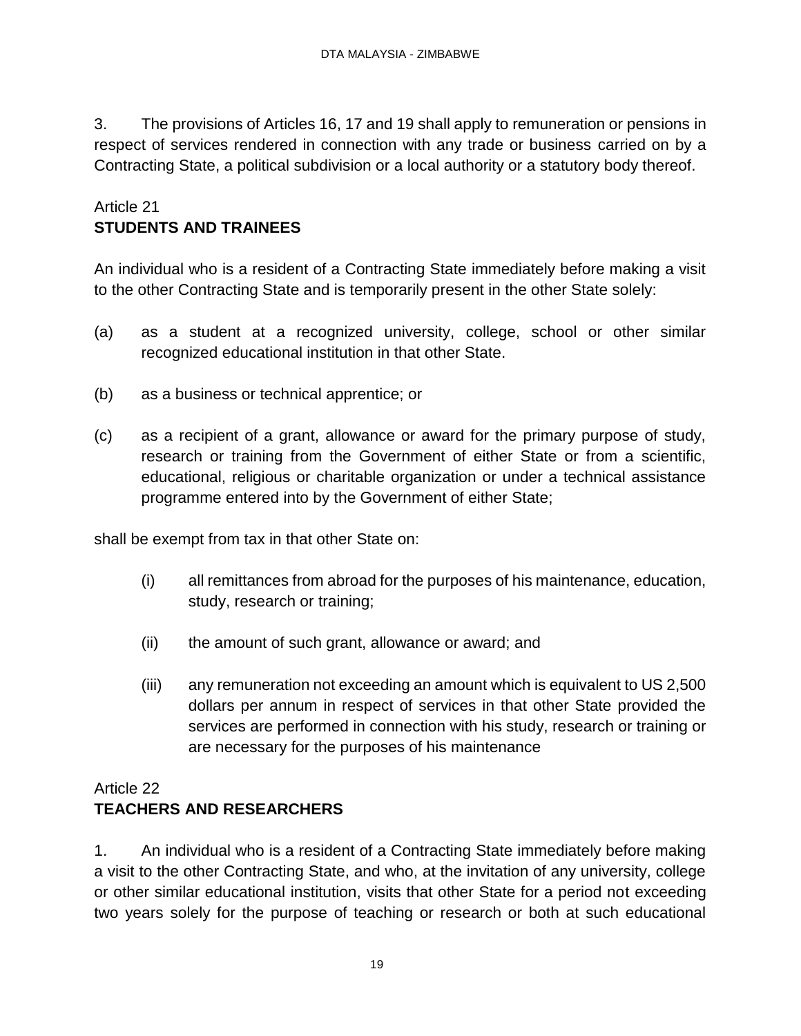3. The provisions of Articles 16, 17 and 19 shall apply to remuneration or pensions in respect of services rendered in connection with any trade or business carried on by a Contracting State, a political subdivision or a local authority or a statutory body thereof.

Article 21
**STUDENTS AND TRAINEES**

An individual who is a resident of a Contracting State immediately before making a visit to the other Contracting State and is temporarily present in the other State solely:

(a) as a student at a recognized university, college, school or other similar recognized educational institution in that other State.

(b) as a business or technical apprentice; or

(c) as a recipient of a grant, allowance or award for the primary purpose of study, research or training from the Government of either State or from a scientific, educational, religious or charitable organization or under a technical assistance programme entered into by the Government of either State;

shall be exempt from tax in that other State on:

(i) all remittances from abroad for the purposes of his maintenance, education, study, research or training;

(ii) the amount of such grant, allowance or award; and

(iii) any remuneration not exceeding an amount which is equivalent to US 2,500 dollars per annum in respect of services in that other State provided the services are performed in connection with his study, research or training or are necessary for the purposes of his maintenance

Article 22
**TEACHERS AND RESEARCHERS**

1. An individual who is a resident of a Contracting State immediately before making a visit to the other Contracting State, and who, at the invitation of any university, college or other similar educational institution, visits that other State for a period not exceeding two years solely for the purpose of teaching or research or both at such educational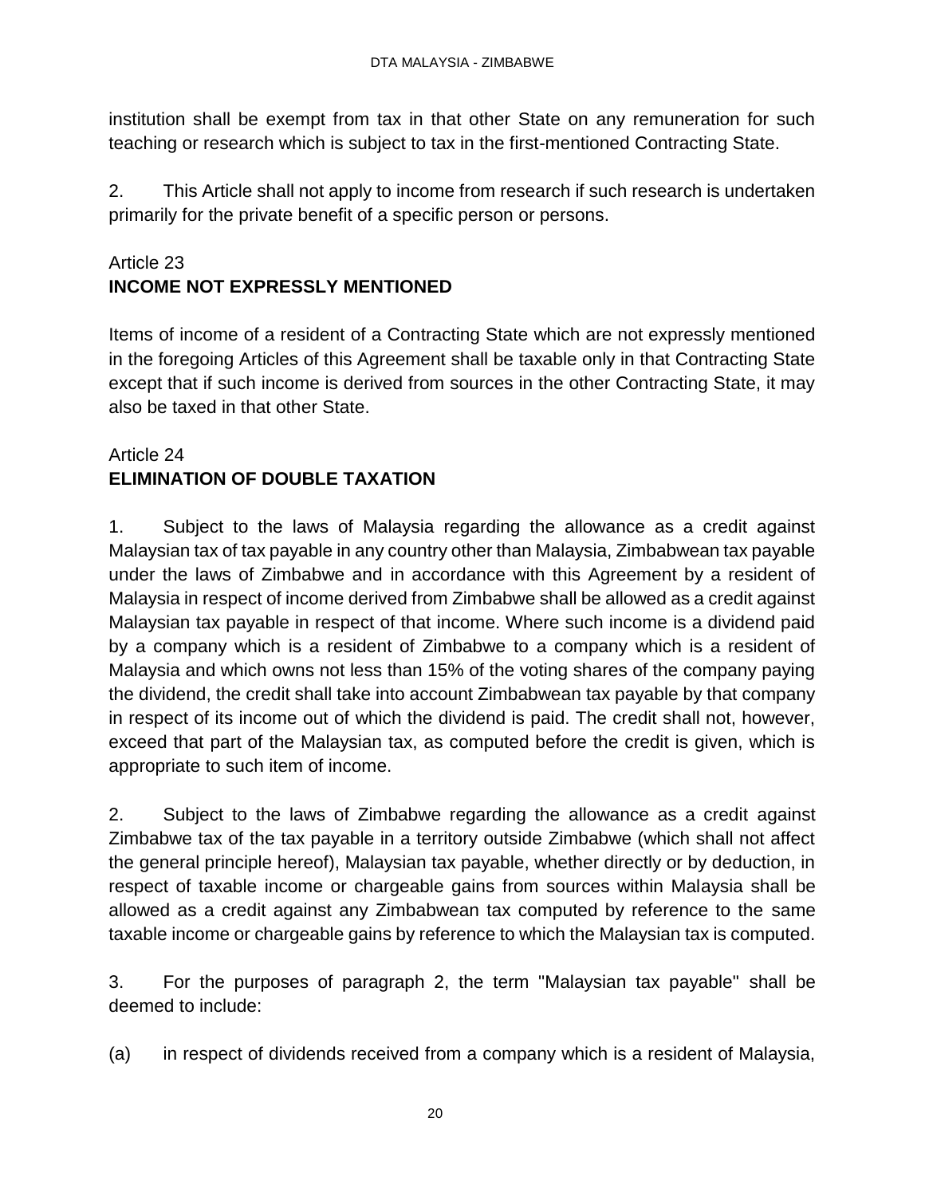institution shall be exempt from tax in that other State on any remuneration for such teaching or research which is subject to tax in the first-mentioned Contracting State.

2. This Article shall not apply to income from research if such research is undertaken primarily for the private benefit of a specific person or persons.

## Article 23
## INCOME NOT EXPRESSLY MENTIONED

Items of income of a resident of a Contracting State which are not expressly mentioned in the foregoing Articles of this Agreement shall be taxable only in that Contracting State except that if such income is derived from sources in the other Contracting State, it may also be taxed in that other State.

## Article 24
## ELIMINATION OF DOUBLE TAXATION

1. Subject to the laws of Malaysia regarding the allowance as a credit against Malaysian tax of tax payable in any country other than Malaysia, Zimbabwean tax payable under the laws of Zimbabwe and in accordance with this Agreement by a resident of Malaysia in respect of income derived from Zimbabwe shall be allowed as a credit against Malaysian tax payable in respect of that income. Where such income is a dividend paid by a company which is a resident of Zimbabwe to a company which is a resident of Malaysia and which owns not less than 15% of the voting shares of the company paying the dividend, the credit shall take into account Zimbabwean tax payable by that company in respect of its income out of which the dividend is paid. The credit shall not, however, exceed that part of the Malaysian tax, as computed before the credit is given, which is appropriate to such item of income.

2. Subject to the laws of Zimbabwe regarding the allowance as a credit against Zimbabwe tax of the tax payable in a territory outside Zimbabwe (which shall not affect the general principle hereof), Malaysian tax payable, whether directly or by deduction, in respect of taxable income or chargeable gains from sources within Malaysia shall be allowed as a credit against any Zimbabwean tax computed by reference to the same taxable income or chargeable gains by reference to which the Malaysian tax is computed.

3. For the purposes of paragraph 2, the term "Malaysian tax payable" shall be deemed to include:

(a) in respect of dividends received from a company which is a resident of Malaysia,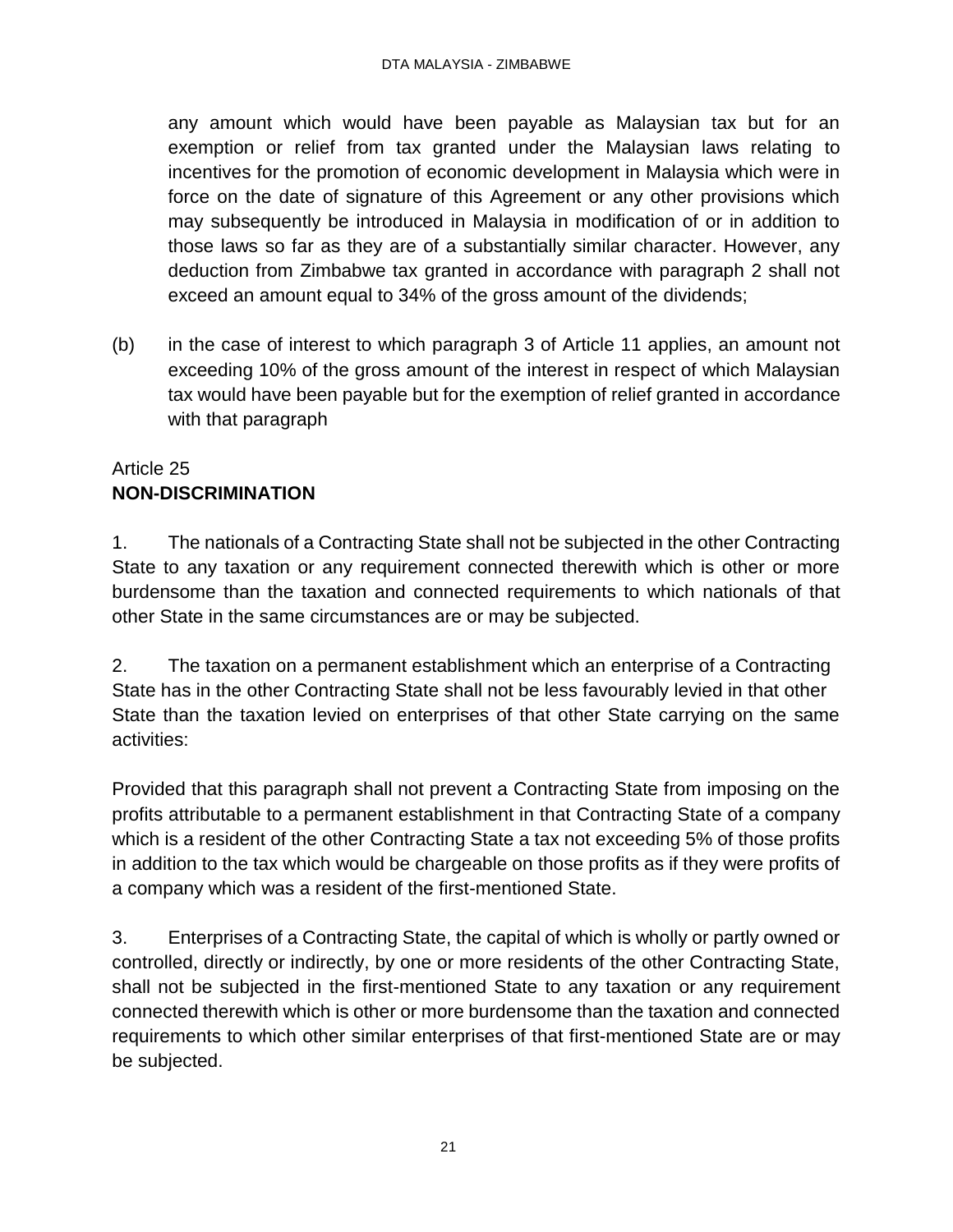any amount which would have been payable as Malaysian tax but for an exemption or relief from tax granted under the Malaysian laws relating to incentives for the promotion of economic development in Malaysia which were in force on the date of signature of this Agreement or any other provisions which may subsequently be introduced in Malaysia in modification of or in addition to those laws so far as they are of a substantially similar character. However, any deduction from Zimbabwe tax granted in accordance with paragraph 2 shall not exceed an amount equal to 34% of the gross amount of the dividends;

(b) in the case of interest to which paragraph 3 of Article 11 applies, an amount not exceeding 10% of the gross amount of the interest in respect of which Malaysian tax would have been payable but for the exemption of relief granted in accordance with that paragraph

Article 25
**NON-DISCRIMINATION**

1. The nationals of a Contracting State shall not be subjected in the other Contracting State to any taxation or any requirement connected therewith which is other or more burdensome than the taxation and connected requirements to which nationals of that other State in the same circumstances are or may be subjected.

2. The taxation on a permanent establishment which an enterprise of a Contracting State has in the other Contracting State shall not be less favourably levied in that other State than the taxation levied on enterprises of that other State carrying on the same activities:

Provided that this paragraph shall not prevent a Contracting State from imposing on the profits attributable to a permanent establishment in that Contracting State of a company which is a resident of the other Contracting State a tax not exceeding 5% of those profits in addition to the tax which would be chargeable on those profits as if they were profits of a company which was a resident of the first-mentioned State.

3. Enterprises of a Contracting State, the capital of which is wholly or partly owned or controlled, directly or indirectly, by one or more residents of the other Contracting State, shall not be subjected in the first-mentioned State to any taxation or any requirement connected therewith which is other or more burdensome than the taxation and connected requirements to which other similar enterprises of that first-mentioned State are or may be subjected.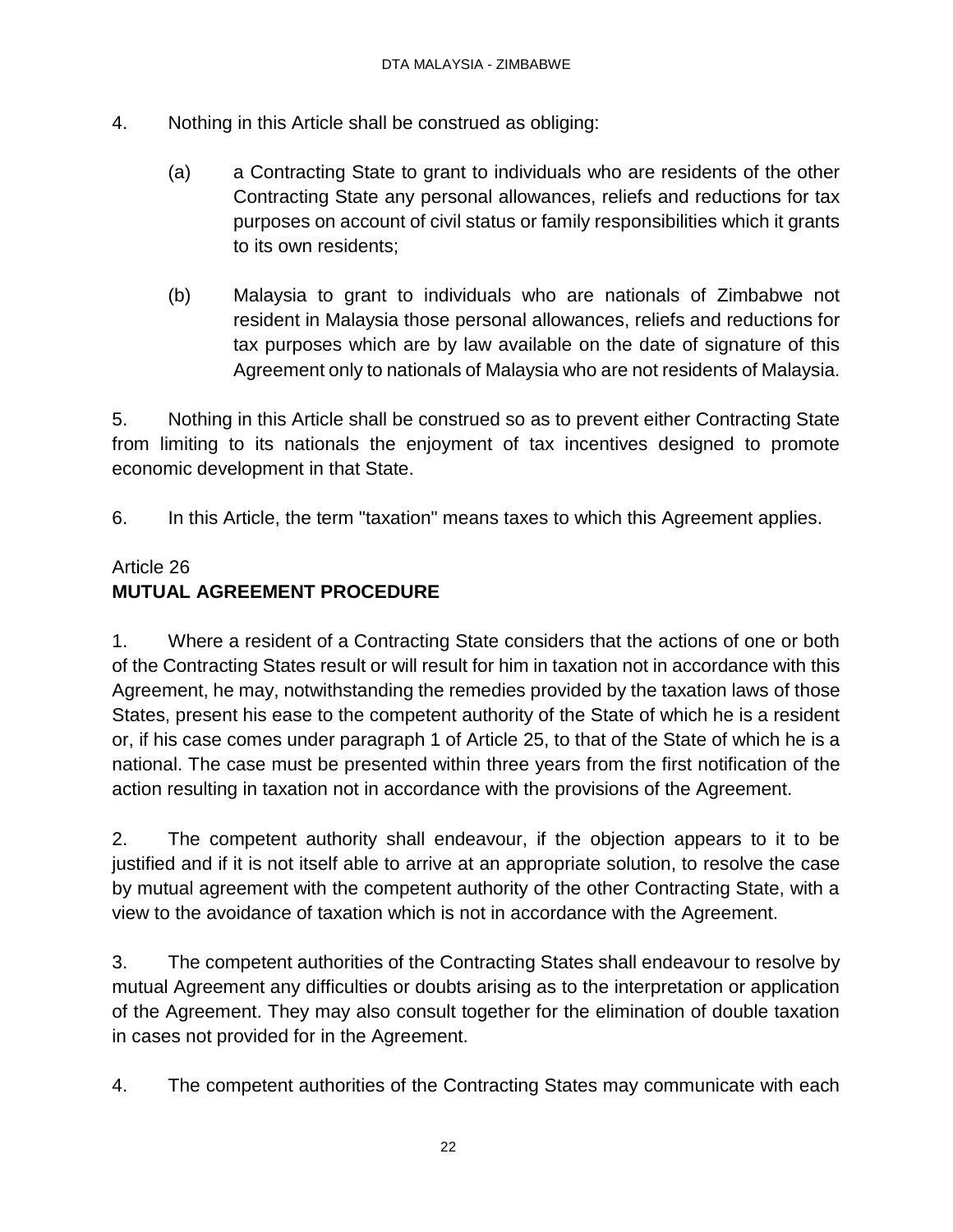4. Nothing in this Article shall be construed as obliging:

(a) a Contracting State to grant to individuals who are residents of the other Contracting State any personal allowances, reliefs and reductions for tax purposes on account of civil status or family responsibilities which it grants to its own residents;

(b) Malaysia to grant to individuals who are nationals of Zimbabwe not resident in Malaysia those personal allowances, reliefs and reductions for tax purposes which are by law available on the date of signature of this Agreement only to nationals of Malaysia who are not residents of Malaysia.

5. Nothing in this Article shall be construed so as to prevent either Contracting State from limiting to its nationals the enjoyment of tax incentives designed to promote economic development in that State.

6. In this Article, the term "taxation" means taxes to which this Agreement applies.

## Article 26
## MUTUAL AGREEMENT PROCEDURE

1. Where a resident of a Contracting State considers that the actions of one or both of the Contracting States result or will result for him in taxation not in accordance with this Agreement, he may, notwithstanding the remedies provided by the taxation laws of those States, present his ease to the competent authority of the State of which he is a resident or, if his case comes under paragraph 1 of Article 25, to that of the State of which he is a national. The case must be presented within three years from the first notification of the action resulting in taxation not in accordance with the provisions of the Agreement.

2. The competent authority shall endeavour, if the objection appears to it to be justified and if it is not itself able to arrive at an appropriate solution, to resolve the case by mutual agreement with the competent authority of the other Contracting State, with a view to the avoidance of taxation which is not in accordance with the Agreement.

3. The competent authorities of the Contracting States shall endeavour to resolve by mutual Agreement any difficulties or doubts arising as to the interpretation or application of the Agreement. They may also consult together for the elimination of double taxation in cases not provided for in the Agreement.

4. The competent authorities of the Contracting States may communicate with each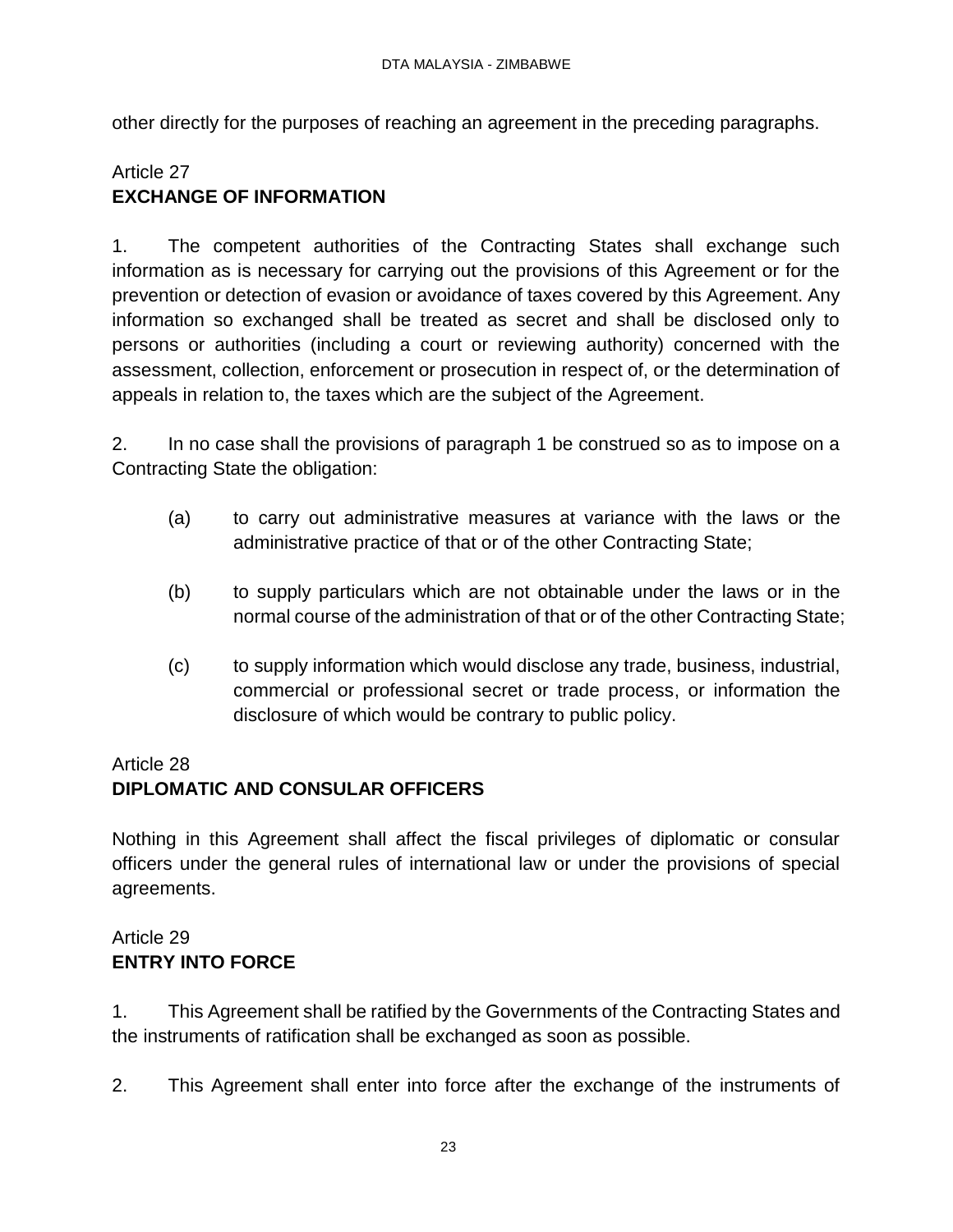other directly for the purposes of reaching an agreement in the preceding paragraphs.

Article 27
**EXCHANGE OF INFORMATION**

1. The competent authorities of the Contracting States shall exchange such information as is necessary for carrying out the provisions of this Agreement or for the prevention or detection of evasion or avoidance of taxes covered by this Agreement. Any information so exchanged shall be treated as secret and shall be disclosed only to persons or authorities (including a court or reviewing authority) concerned with the assessment, collection, enforcement or prosecution in respect of, or the determination of appeals in relation to, the taxes which are the subject of the Agreement.

2. In no case shall the provisions of paragraph 1 be construed so as to impose on a Contracting State the obligation:

(a) to carry out administrative measures at variance with the laws or the administrative practice of that or of the other Contracting State;

(b) to supply particulars which are not obtainable under the laws or in the normal course of the administration of that or of the other Contracting State;

(c) to supply information which would disclose any trade, business, industrial, commercial or professional secret or trade process, or information the disclosure of which would be contrary to public policy.

Article 28
**DIPLOMATIC AND CONSULAR OFFICERS**

Nothing in this Agreement shall affect the fiscal privileges of diplomatic or consular officers under the general rules of international law or under the provisions of special agreements.

Article 29
**ENTRY INTO FORCE**

1. This Agreement shall be ratified by the Governments of the Contracting States and the instruments of ratification shall be exchanged as soon as possible.

2. This Agreement shall enter into force after the exchange of the instruments of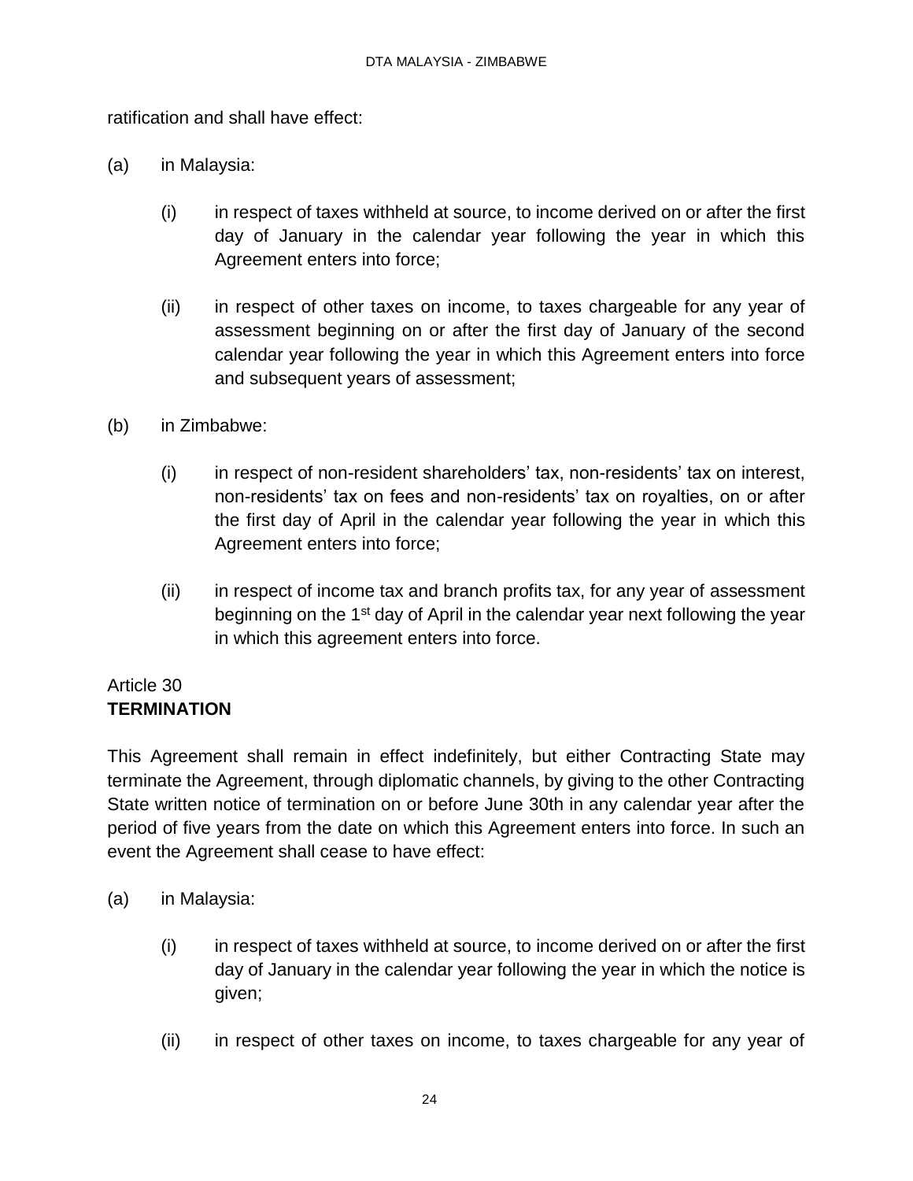ratification and shall have effect:

(a) in Malaysia:

  (i) in respect of taxes withheld at source, to income derived on or after the first day of January in the calendar year following the year in which this Agreement enters into force;

  (ii) in respect of other taxes on income, to taxes chargeable for any year of assessment beginning on or after the first day of January of the second calendar year following the year in which this Agreement enters into force and subsequent years of assessment;

(b) in Zimbabwe:

  (i) in respect of non-resident shareholders' tax, non-residents' tax on interest, non-residents' tax on fees and non-residents' tax on royalties, on or after the first day of April in the calendar year following the year in which this Agreement enters into force;

  (ii) in respect of income tax and branch profits tax, for any year of assessment beginning on the 1st day of April in the calendar year next following the year in which this agreement enters into force.

Article 30
**TERMINATION**

This Agreement shall remain in effect indefinitely, but either Contracting State may terminate the Agreement, through diplomatic channels, by giving to the other Contracting State written notice of termination on or before June 30th in any calendar year after the period of five years from the date on which this Agreement enters into force. In such an event the Agreement shall cease to have effect:

(a) in Malaysia:

  (i) in respect of taxes withheld at source, to income derived on or after the first day of January in the calendar year following the year in which the notice is given;

  (ii) in respect of other taxes on income, to taxes chargeable for any year of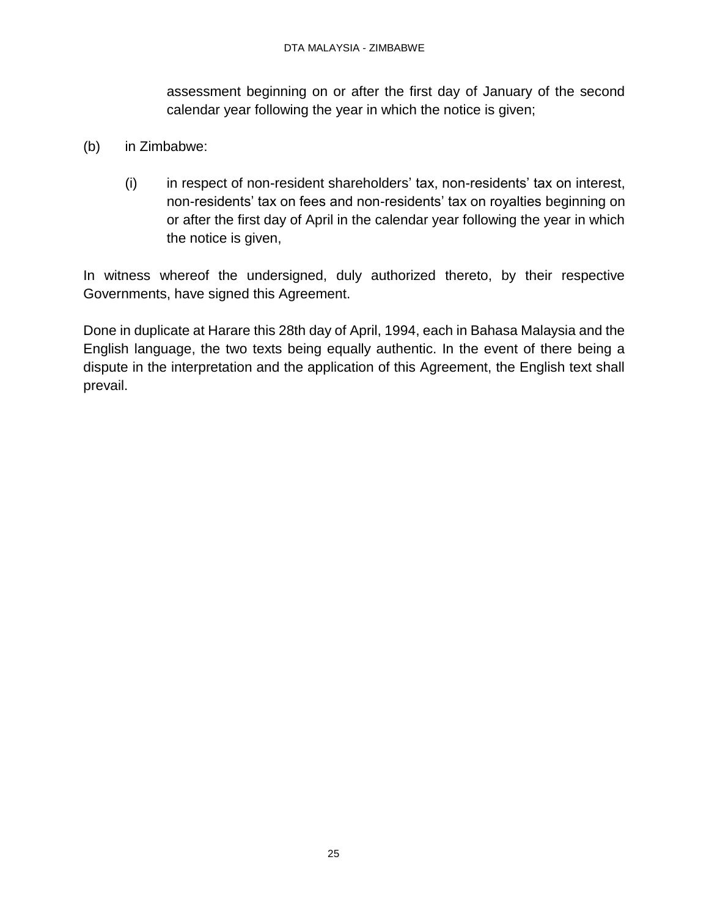assessment beginning on or after the first day of January of the second calendar year following the year in which the notice is given;

(b) in Zimbabwe:

(i) in respect of non-resident shareholders' tax, non-residents' tax on interest, non-residents' tax on fees and non-residents' tax on royalties beginning on or after the first day of April in the calendar year following the year in which the notice is given,

In witness whereof the undersigned, duly authorized thereto, by their respective Governments, have signed this Agreement.

Done in duplicate at Harare this 28th day of April, 1994, each in Bahasa Malaysia and the English language, the two texts being equally authentic. In the event of there being a dispute in the interpretation and the application of this Agreement, the English text shall prevail.